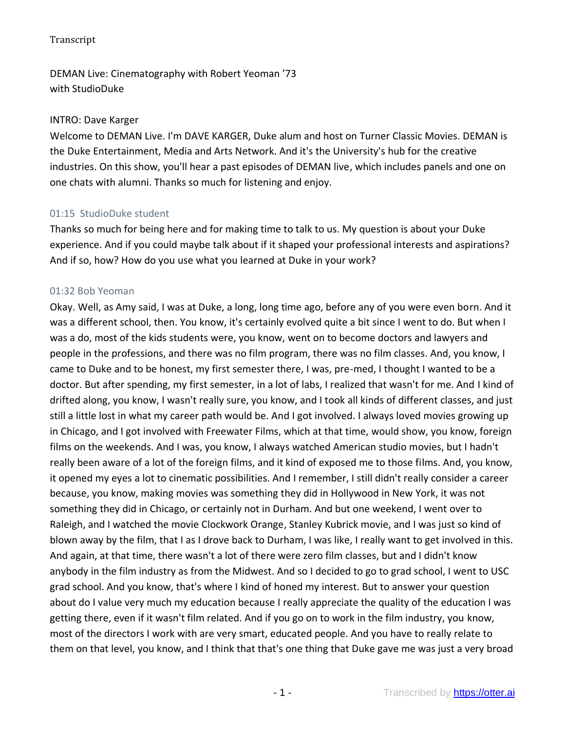Transcript

DEMAN Live: Cinematography with Robert Yeoman '73
with StudioDuke

INTRO: Dave Karger
Welcome to DEMAN Live. I'm DAVE KARGER, Duke alum and host on Turner Classic Movies. DEMAN is the Duke Entertainment, Media and Arts Network. And it's the University's hub for the creative industries. On this show, you'll hear a past episodes of DEMAN live, which includes panels and one on one chats with alumni. Thanks so much for listening and enjoy.

01:15 StudioDuke student
Thanks so much for being here and for making time to talk to us. My question is about your Duke experience. And if you could maybe talk about if it shaped your professional interests and aspirations? And if so, how? How do you use what you learned at Duke in your work?

01:32 Bob Yeoman
Okay. Well, as Amy said, I was at Duke, a long, long time ago, before any of you were even born. And it was a different school, then. You know, it's certainly evolved quite a bit since I went to do. But when I was a do, most of the kids students were, you know, went on to become doctors and lawyers and people in the professions, and there was no film program, there was no film classes. And, you know, I came to Duke and to be honest, my first semester there, I was, pre-med, I thought I wanted to be a doctor. But after spending, my first semester, in a lot of labs, I realized that wasn't for me. And I kind of drifted along, you know, I wasn't really sure, you know, and I took all kinds of different classes, and just still a little lost in what my career path would be. And I got involved. I always loved movies growing up in Chicago, and I got involved with Freewater Films, which at that time, would show, you know, foreign films on the weekends. And I was, you know, I always watched American studio movies, but I hadn't really been aware of a lot of the foreign films, and it kind of exposed me to those films. And, you know, it opened my eyes a lot to cinematic possibilities. And I remember, I still didn't really consider a career because, you know, making movies was something they did in Hollywood in New York, it was not something they did in Chicago, or certainly not in Durham. And but one weekend, I went over to Raleigh, and I watched the movie Clockwork Orange, Stanley Kubrick movie, and I was just so kind of blown away by the film, that I as I drove back to Durham, I was like, I really want to get involved in this. And again, at that time, there wasn't a lot of there were zero film classes, but and I didn't know anybody in the film industry as from the Midwest. And so I decided to go to grad school, I went to USC grad school. And you know, that's where I kind of honed my interest. But to answer your question about do I value very much my education because I really appreciate the quality of the education I was getting there, even if it wasn't film related. And if you go on to work in the film industry, you know, most of the directors I work with are very smart, educated people. And you have to really relate to them on that level, you know, and I think that that's one thing that Duke gave me was just a very broad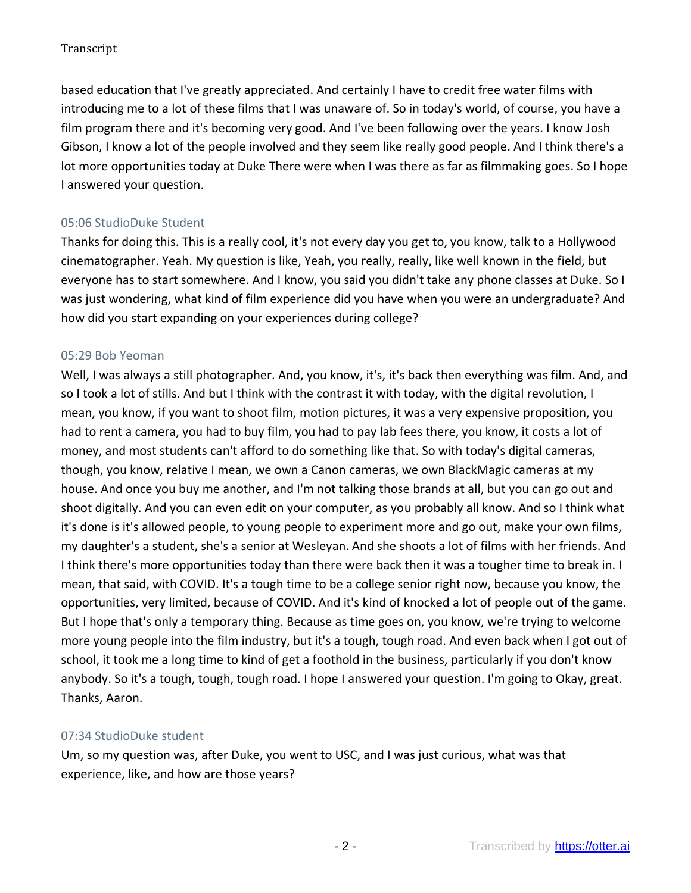based education that I've greatly appreciated. And certainly I have to credit free water films with introducing me to a lot of these films that I was unaware of. So in today's world, of course, you have a film program there and it's becoming very good. And I've been following over the years. I know Josh Gibson, I know a lot of the people involved and they seem like really good people. And I think there's a lot more opportunities today at Duke There were when I was there as far as filmmaking goes. So I hope I answered your question.

05:06 StudioDuke Student

Thanks for doing this. This is a really cool, it's not every day you get to, you know, talk to a Hollywood cinematographer. Yeah. My question is like, Yeah, you really, really, like well known in the field, but everyone has to start somewhere. And I know, you said you didn't take any phone classes at Duke. So I was just wondering, what kind of film experience did you have when you were an undergraduate? And how did you start expanding on your experiences during college?

05:29 Bob Yeoman

Well, I was always a still photographer. And, you know, it's, it's back then everything was film. And, and so I took a lot of stills. And but I think with the contrast it with today, with the digital revolution, I mean, you know, if you want to shoot film, motion pictures, it was a very expensive proposition, you had to rent a camera, you had to buy film, you had to pay lab fees there, you know, it costs a lot of money, and most students can't afford to do something like that. So with today's digital cameras, though, you know, relative I mean, we own a Canon cameras, we own BlackMagic cameras at my house. And once you buy me another, and I'm not talking those brands at all, but you can go out and shoot digitally. And you can even edit on your computer, as you probably all know. And so I think what it's done is it's allowed people, to young people to experiment more and go out, make your own films, my daughter's a student, she's a senior at Wesleyan. And she shoots a lot of films with her friends. And I think there's more opportunities today than there were back then it was a tougher time to break in. I mean, that said, with COVID. It's a tough time to be a college senior right now, because you know, the opportunities, very limited, because of COVID. And it's kind of knocked a lot of people out of the game. But I hope that's only a temporary thing. Because as time goes on, you know, we're trying to welcome more young people into the film industry, but it's a tough, tough road. And even back when I got out of school, it took me a long time to kind of get a foothold in the business, particularly if you don't know anybody. So it's a tough, tough, tough road. I hope I answered your question. I'm going to Okay, great. Thanks, Aaron.

07:34 StudioDuke student

Um, so my question was, after Duke, you went to USC, and I was just curious, what was that experience, like, and how are those years?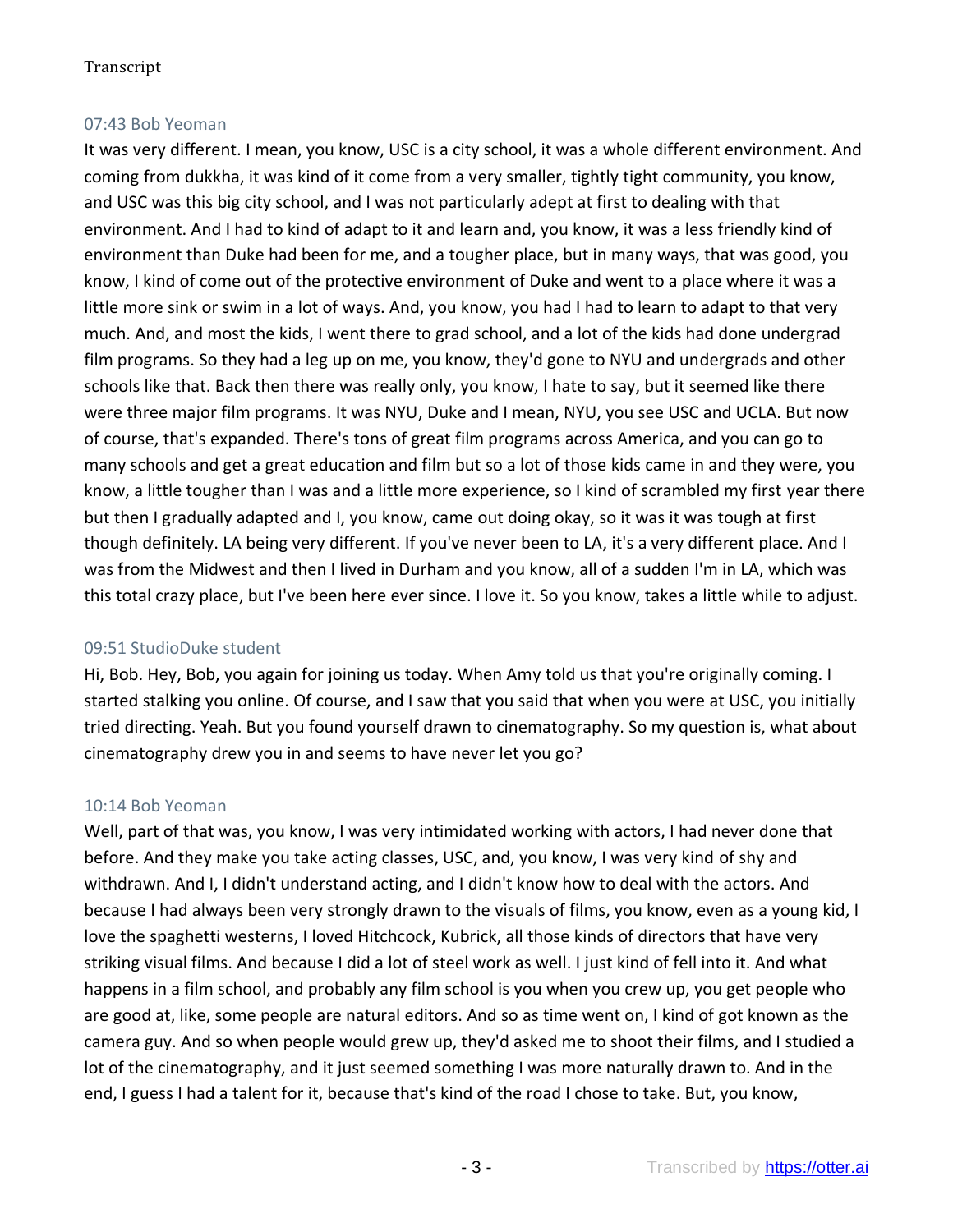### 07:43 Bob Yeoman

It was very different. I mean, you know, USC is a city school, it was a whole different environment. And coming from dukkha, it was kind of it come from a very smaller, tightly tight community, you know, and USC was this big city school, and I was not particularly adept at first to dealing with that environment. And I had to kind of adapt to it and learn and, you know, it was a less friendly kind of environment than Duke had been for me, and a tougher place, but in many ways, that was good, you know, I kind of come out of the protective environment of Duke and went to a place where it was a little more sink or swim in a lot of ways. And, you know, you had I had to learn to adapt to that very much. And, and most the kids, I went there to grad school, and a lot of the kids had done undergrad film programs. So they had a leg up on me, you know, they'd gone to NYU and undergrads and other schools like that. Back then there was really only, you know, I hate to say, but it seemed like there were three major film programs. It was NYU, Duke and I mean, NYU, you see USC and UCLA. But now of course, that's expanded. There's tons of great film programs across America, and you can go to many schools and get a great education and film but so a lot of those kids came in and they were, you know, a little tougher than I was and a little more experience, so I kind of scrambled my first year there but then I gradually adapted and I, you know, came out doing okay, so it was it was tough at first though definitely. LA being very different. If you've never been to LA, it's a very different place. And I was from the Midwest and then I lived in Durham and you know, all of a sudden I'm in LA, which was this total crazy place, but I've been here ever since. I love it. So you know, takes a little while to adjust.

### 09:51 StudioDuke student

Hi, Bob. Hey, Bob, you again for joining us today. When Amy told us that you're originally coming. I started stalking you online. Of course, and I saw that you said that when you were at USC, you initially tried directing. Yeah. But you found yourself drawn to cinematography. So my question is, what about cinematography drew you in and seems to have never let you go?

### 10:14 Bob Yeoman

Well, part of that was, you know, I was very intimidated working with actors, I had never done that before. And they make you take acting classes, USC, and, you know, I was very kind of shy and withdrawn. And I, I didn't understand acting, and I didn't know how to deal with the actors. And because I had always been very strongly drawn to the visuals of films, you know, even as a young kid, I love the spaghetti westerns, I loved Hitchcock, Kubrick, all those kinds of directors that have very striking visual films. And because I did a lot of steel work as well. I just kind of fell into it. And what happens in a film school, and probably any film school is you when you crew up, you get people who are good at, like, some people are natural editors. And so as time went on, I kind of got known as the camera guy. And so when people would grew up, they'd asked me to shoot their films, and I studied a lot of the cinematography, and it just seemed something I was more naturally drawn to. And in the end, I guess I had a talent for it, because that's kind of the road I chose to take. But, you know,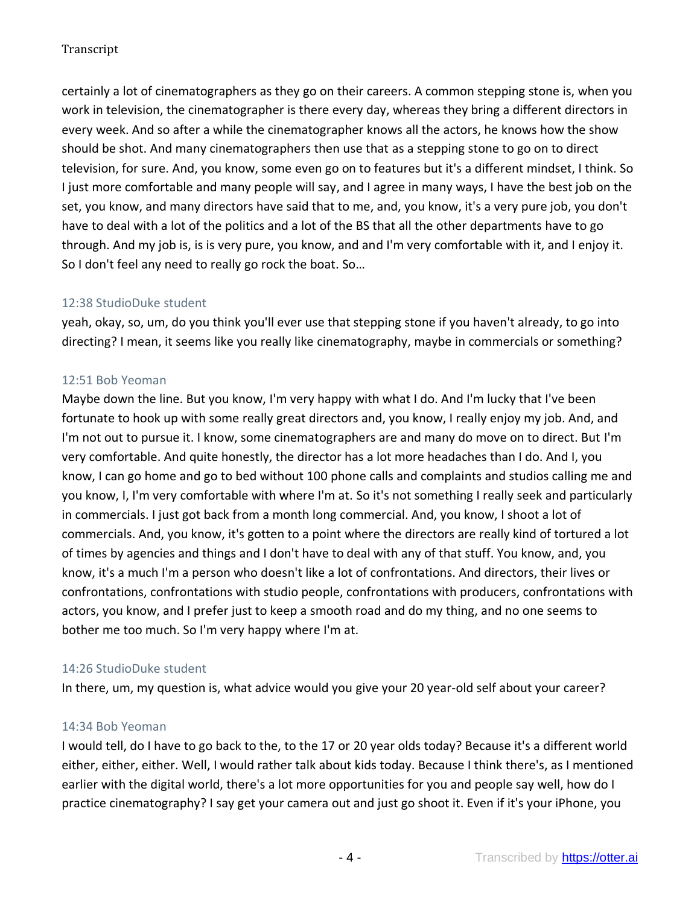certainly a lot of cinematographers as they go on their careers. A common stepping stone is, when you work in television, the cinematographer is there every day, whereas they bring a different directors in every week. And so after a while the cinematographer knows all the actors, he knows how the show should be shot. And many cinematographers then use that as a stepping stone to go on to direct television, for sure. And, you know, some even go on to features but it's a different mindset, I think. So I just more comfortable and many people will say, and I agree in many ways, I have the best job on the set, you know, and many directors have said that to me, and, you know, it's a very pure job, you don't have to deal with a lot of the politics and a lot of the BS that all the other departments have to go through. And my job is, is is very pure, you know, and and I'm very comfortable with it, and I enjoy it. So I don't feel any need to really go rock the boat. So…

12:38 StudioDuke student

yeah, okay, so, um, do you think you'll ever use that stepping stone if you haven't already, to go into directing? I mean, it seems like you really like cinematography, maybe in commercials or something?

12:51 Bob Yeoman

Maybe down the line. But you know, I'm very happy with what I do. And I'm lucky that I've been fortunate to hook up with some really great directors and, you know, I really enjoy my job. And, and I'm not out to pursue it. I know, some cinematographers are and many do move on to direct. But I'm very comfortable. And quite honestly, the director has a lot more headaches than I do. And I, you know, I can go home and go to bed without 100 phone calls and complaints and studios calling me and you know, I, I'm very comfortable with where I'm at. So it's not something I really seek and particularly in commercials. I just got back from a month long commercial. And, you know, I shoot a lot of commercials. And, you know, it's gotten to a point where the directors are really kind of tortured a lot of times by agencies and things and I don't have to deal with any of that stuff. You know, and, you know, it's a much I'm a person who doesn't like a lot of confrontations. And directors, their lives or confrontations, confrontations with studio people, confrontations with producers, confrontations with actors, you know, and I prefer just to keep a smooth road and do my thing, and no one seems to bother me too much. So I'm very happy where I'm at.

14:26 StudioDuke student

In there, um, my question is, what advice would you give your 20 year-old self about your career?

14:34 Bob Yeoman

I would tell, do I have to go back to the, to the 17 or 20 year olds today? Because it's a different world either, either, either. Well, I would rather talk about kids today. Because I think there's, as I mentioned earlier with the digital world, there's a lot more opportunities for you and people say well, how do I practice cinematography? I say get your camera out and just go shoot it. Even if it's your iPhone, you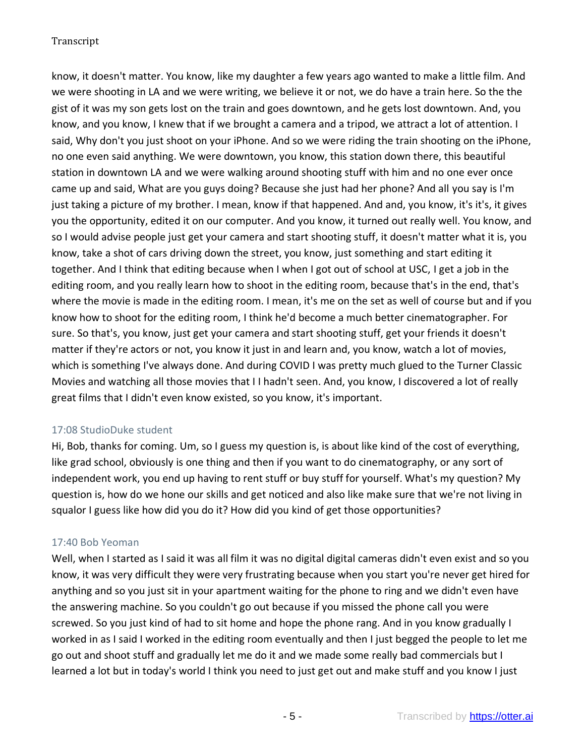know, it doesn't matter. You know, like my daughter a few years ago wanted to make a little film. And we were shooting in LA and we were writing, we believe it or not, we do have a train here. So the the gist of it was my son gets lost on the train and goes downtown, and he gets lost downtown. And, you know, and you know, I knew that if we brought a camera and a tripod, we attract a lot of attention. I said, Why don't you just shoot on your iPhone. And so we were riding the train shooting on the iPhone, no one even said anything. We were downtown, you know, this station down there, this beautiful station in downtown LA and we were walking around shooting stuff with him and no one ever once came up and said, What are you guys doing? Because she just had her phone? And all you say is I'm just taking a picture of my brother. I mean, know if that happened. And and, you know, it's it's, it gives you the opportunity, edited it on our computer. And you know, it turned out really well. You know, and so I would advise people just get your camera and start shooting stuff, it doesn't matter what it is, you know, take a shot of cars driving down the street, you know, just something and start editing it together. And I think that editing because when I when I got out of school at USC, I get a job in the editing room, and you really learn how to shoot in the editing room, because that's in the end, that's where the movie is made in the editing room. I mean, it's me on the set as well of course but and if you know how to shoot for the editing room, I think he'd become a much better cinematographer. For sure. So that's, you know, just get your camera and start shooting stuff, get your friends it doesn't matter if they're actors or not, you know it just in and learn and, you know, watch a lot of movies, which is something I've always done. And during COVID I was pretty much glued to the Turner Classic Movies and watching all those movies that I I hadn't seen. And, you know, I discovered a lot of really great films that I didn't even know existed, so you know, it's important.

17:08 StudioDuke student

Hi, Bob, thanks for coming. Um, so I guess my question is, is about like kind of the cost of everything, like grad school, obviously is one thing and then if you want to do cinematography, or any sort of independent work, you end up having to rent stuff or buy stuff for yourself. What's my question? My question is, how do we hone our skills and get noticed and also like make sure that we're not living in squalor I guess like how did you do it? How did you kind of get those opportunities?

17:40 Bob Yeoman

Well, when I started as I said it was all film it was no digital digital cameras didn't even exist and so you know, it was very difficult they were very frustrating because when you start you're never get hired for anything and so you just sit in your apartment waiting for the phone to ring and we didn't even have the answering machine. So you couldn't go out because if you missed the phone call you were screwed. So you just kind of had to sit home and hope the phone rang. And in you know gradually I worked in as I said I worked in the editing room eventually and then I just begged the people to let me go out and shoot stuff and gradually let me do it and we made some really bad commercials but I learned a lot but in today's world I think you need to just get out and make stuff and you know I just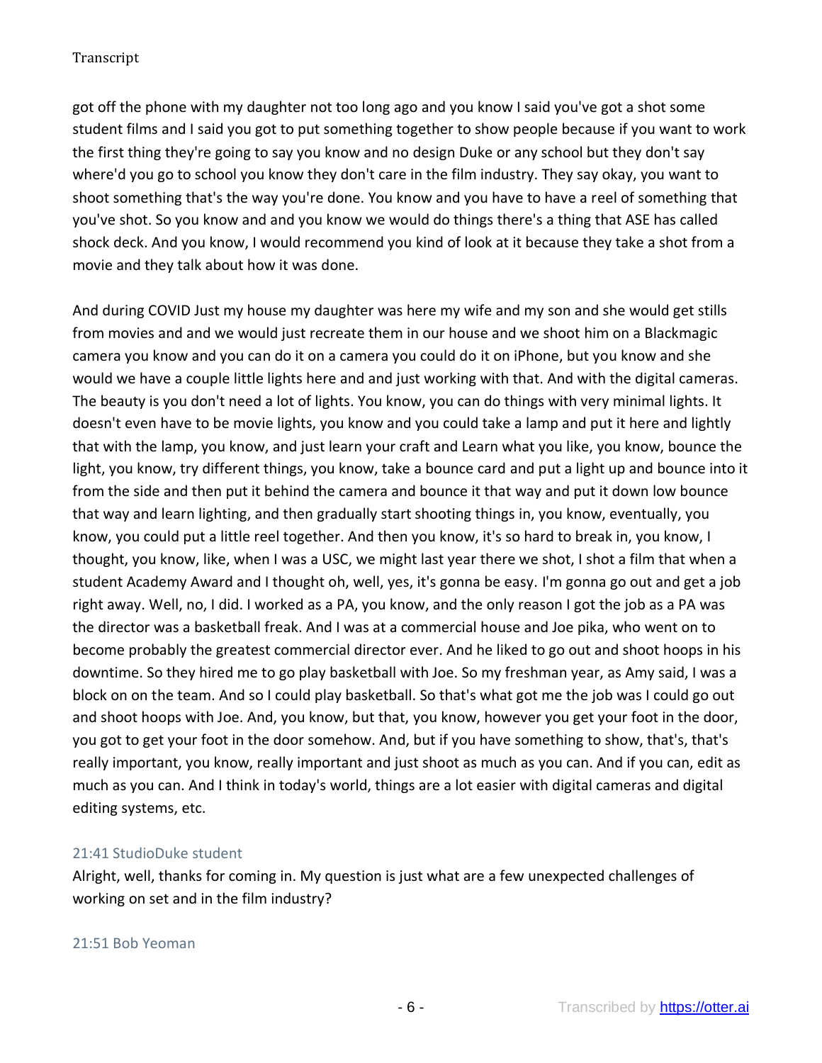got off the phone with my daughter not too long ago and you know I said you've got a shot some student films and I said you got to put something together to show people because if you want to work the first thing they're going to say you know and no design Duke or any school but they don't say where'd you go to school you know they don't care in the film industry. They say okay, you want to shoot something that's the way you're done. You know and you have to have a reel of something that you've shot. So you know and and you know we would do things there's a thing that ASE has called shock deck. And you know, I would recommend you kind of look at it because they take a shot from a movie and they talk about how it was done.

And during COVID Just my house my daughter was here my wife and my son and she would get stills from movies and and we would just recreate them in our house and we shoot him on a Blackmagic camera you know and you can do it on a camera you could do it on iPhone, but you know and she would we have a couple little lights here and and just working with that. And with the digital cameras. The beauty is you don't need a lot of lights. You know, you can do things with very minimal lights. It doesn't even have to be movie lights, you know and you could take a lamp and put it here and lightly that with the lamp, you know, and just learn your craft and Learn what you like, you know, bounce the light, you know, try different things, you know, take a bounce card and put a light up and bounce into it from the side and then put it behind the camera and bounce it that way and put it down low bounce that way and learn lighting, and then gradually start shooting things in, you know, eventually, you know, you could put a little reel together. And then you know, it's so hard to break in, you know, I thought, you know, like, when I was a USC, we might last year there we shot, I shot a film that when a student Academy Award and I thought oh, well, yes, it's gonna be easy. I'm gonna go out and get a job right away. Well, no, I did. I worked as a PA, you know, and the only reason I got the job as a PA was the director was a basketball freak. And I was at a commercial house and Joe pika, who went on to become probably the greatest commercial director ever. And he liked to go out and shoot hoops in his downtime. So they hired me to go play basketball with Joe. So my freshman year, as Amy said, I was a block on on the team. And so I could play basketball. So that's what got me the job was I could go out and shoot hoops with Joe. And, you know, but that, you know, however you get your foot in the door, you got to get your foot in the door somehow. And, but if you have something to show, that's, that's really important, you know, really important and just shoot as much as you can. And if you can, edit as much as you can. And I think in today's world, things are a lot easier with digital cameras and digital editing systems, etc.

21:41 StudioDuke student

Alright, well, thanks for coming in. My question is just what are a few unexpected challenges of working on set and in the film industry?

21:51 Bob Yeoman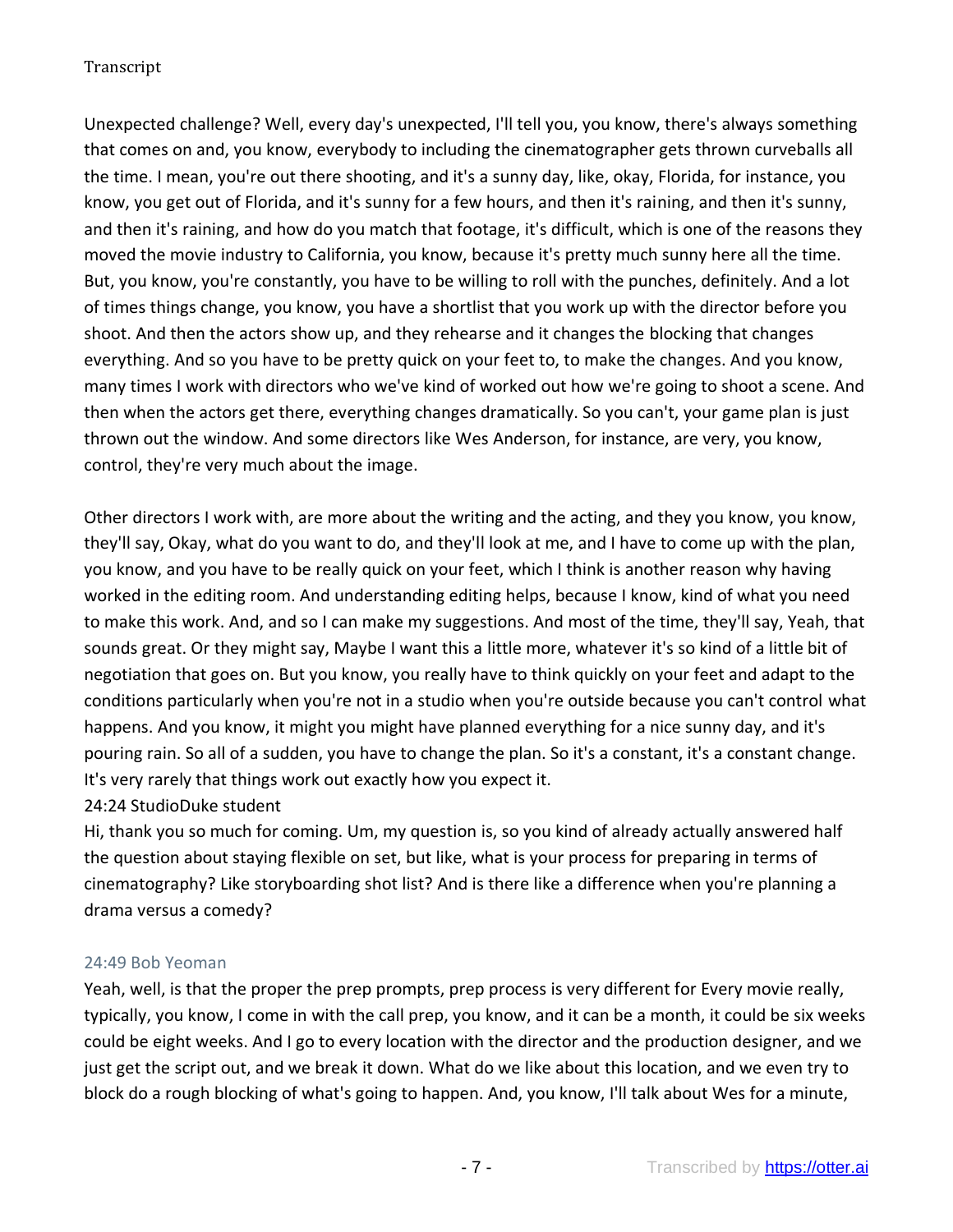Unexpected challenge? Well, every day's unexpected, I'll tell you, you know, there's always something that comes on and, you know, everybody to including the cinematographer gets thrown curveballs all the time. I mean, you're out there shooting, and it's a sunny day, like, okay, Florida, for instance, you know, you get out of Florida, and it's sunny for a few hours, and then it's raining, and then it's sunny, and then it's raining, and how do you match that footage, it's difficult, which is one of the reasons they moved the movie industry to California, you know, because it's pretty much sunny here all the time. But, you know, you're constantly, you have to be willing to roll with the punches, definitely. And a lot of times things change, you know, you have a shortlist that you work up with the director before you shoot. And then the actors show up, and they rehearse and it changes the blocking that changes everything. And so you have to be pretty quick on your feet to, to make the changes. And you know, many times I work with directors who we've kind of worked out how we're going to shoot a scene. And then when the actors get there, everything changes dramatically. So you can't, your game plan is just thrown out the window. And some directors like Wes Anderson, for instance, are very, you know, control, they're very much about the image.

Other directors I work with, are more about the writing and the acting, and they you know, you know, they'll say, Okay, what do you want to do, and they'll look at me, and I have to come up with the plan, you know, and you have to be really quick on your feet, which I think is another reason why having worked in the editing room. And understanding editing helps, because I know, kind of what you need to make this work. And, and so I can make my suggestions. And most of the time, they'll say, Yeah, that sounds great. Or they might say, Maybe I want this a little more, whatever it's so kind of a little bit of negotiation that goes on. But you know, you really have to think quickly on your feet and adapt to the conditions particularly when you're not in a studio when you're outside because you can't control what happens. And you know, it might you might have planned everything for a nice sunny day, and it's pouring rain. So all of a sudden, you have to change the plan. So it's a constant, it's a constant change. It's very rarely that things work out exactly how you expect it.

24:24 StudioDuke student

Hi, thank you so much for coming. Um, my question is, so you kind of already actually answered half the question about staying flexible on set, but like, what is your process for preparing in terms of cinematography? Like storyboarding shot list? And is there like a difference when you're planning a drama versus a comedy?

24:49 Bob Yeoman

Yeah, well, is that the proper the prep prompts, prep process is very different for Every movie really, typically, you know, I come in with the call prep, you know, and it can be a month, it could be six weeks could be eight weeks. And I go to every location with the director and the production designer, and we just get the script out, and we break it down. What do we like about this location, and we even try to block do a rough blocking of what's going to happen. And, you know, I'll talk about Wes for a minute,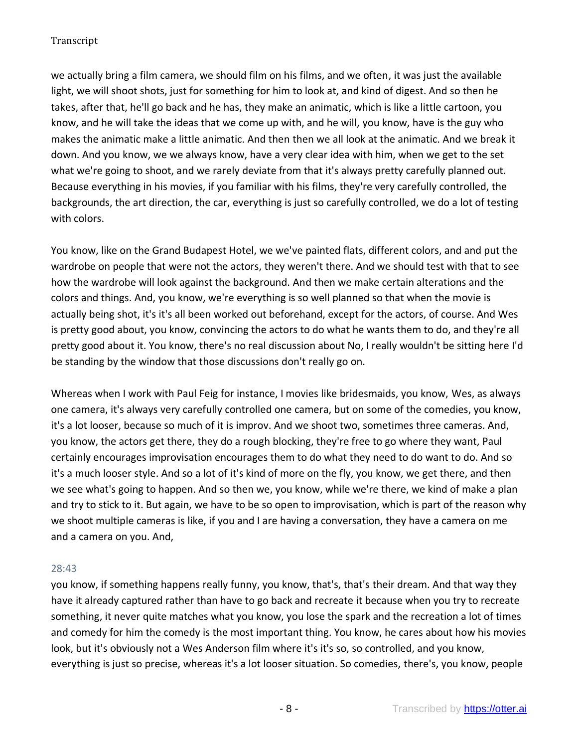we actually bring a film camera, we should film on his films, and we often, it was just the available light, we will shoot shots, just for something for him to look at, and kind of digest. And so then he takes, after that, he'll go back and he has, they make an animatic, which is like a little cartoon, you know, and he will take the ideas that we come up with, and he will, you know, have is the guy who makes the animatic make a little animatic. And then then we all look at the animatic. And we break it down. And you know, we we always know, have a very clear idea with him, when we get to the set what we're going to shoot, and we rarely deviate from that it's always pretty carefully planned out. Because everything in his movies, if you familiar with his films, they're very carefully controlled, the backgrounds, the art direction, the car, everything is just so carefully controlled, we do a lot of testing with colors.

You know, like on the Grand Budapest Hotel, we we've painted flats, different colors, and and put the wardrobe on people that were not the actors, they weren't there. And we should test with that to see how the wardrobe will look against the background. And then we make certain alterations and the colors and things. And, you know, we're everything is so well planned so that when the movie is actually being shot, it's it's all been worked out beforehand, except for the actors, of course. And Wes is pretty good about, you know, convincing the actors to do what he wants them to do, and they're all pretty good about it. You know, there's no real discussion about No, I really wouldn't be sitting here I'd be standing by the window that those discussions don't really go on.

Whereas when I work with Paul Feig for instance, I movies like bridesmaids, you know, Wes, as always one camera, it's always very carefully controlled one camera, but on some of the comedies, you know, it's a lot looser, because so much of it is improv. And we shoot two, sometimes three cameras. And, you know, the actors get there, they do a rough blocking, they're free to go where they want, Paul certainly encourages improvisation encourages them to do what they need to do want to do. And so it's a much looser style. And so a lot of it's kind of more on the fly, you know, we get there, and then we see what's going to happen. And so then we, you know, while we're there, we kind of make a plan and try to stick to it. But again, we have to be so open to improvisation, which is part of the reason why we shoot multiple cameras is like, if you and I are having a conversation, they have a camera on me and a camera on you. And,

28:43

you know, if something happens really funny, you know, that's, that's their dream. And that way they have it already captured rather than have to go back and recreate it because when you try to recreate something, it never quite matches what you know, you lose the spark and the recreation a lot of times and comedy for him the comedy is the most important thing. You know, he cares about how his movies look, but it's obviously not a Wes Anderson film where it's it's so, so controlled, and you know, everything is just so precise, whereas it's a lot looser situation. So comedies, there's, you know, people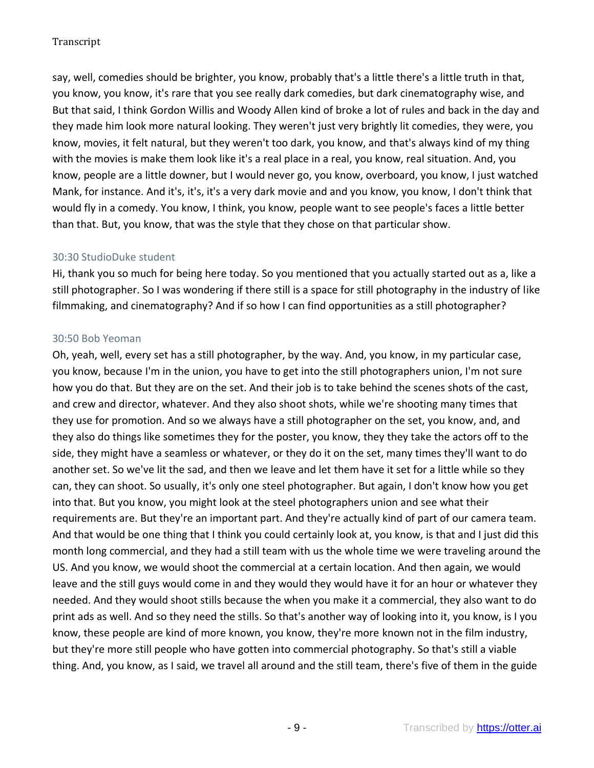say, well, comedies should be brighter, you know, probably that's a little there's a little truth in that, you know, you know, it's rare that you see really dark comedies, but dark cinematography wise, and But that said, I think Gordon Willis and Woody Allen kind of broke a lot of rules and back in the day and they made him look more natural looking. They weren't just very brightly lit comedies, they were, you know, movies, it felt natural, but they weren't too dark, you know, and that's always kind of my thing with the movies is make them look like it's a real place in a real, you know, real situation. And, you know, people are a little downer, but I would never go, you know, overboard, you know, I just watched Mank, for instance. And it's, it's, it's a very dark movie and and you know, you know, I don't think that would fly in a comedy. You know, I think, you know, people want to see people's faces a little better than that. But, you know, that was the style that they chose on that particular show.

30:30 StudioDuke student

Hi, thank you so much for being here today. So you mentioned that you actually started out as a, like a still photographer. So I was wondering if there still is a space for still photography in the industry of like filmmaking, and cinematography? And if so how I can find opportunities as a still photographer?

30:50 Bob Yeoman

Oh, yeah, well, every set has a still photographer, by the way. And, you know, in my particular case, you know, because I'm in the union, you have to get into the still photographers union, I'm not sure how you do that. But they are on the set. And their job is to take behind the scenes shots of the cast, and crew and director, whatever. And they also shoot shots, while we're shooting many times that they use for promotion. And so we always have a still photographer on the set, you know, and, and they also do things like sometimes they for the poster, you know, they they take the actors off to the side, they might have a seamless or whatever, or they do it on the set, many times they'll want to do another set. So we've lit the sad, and then we leave and let them have it set for a little while so they can, they can shoot. So usually, it's only one steel photographer. But again, I don't know how you get into that. But you know, you might look at the steel photographers union and see what their requirements are. But they're an important part. And they're actually kind of part of our camera team. And that would be one thing that I think you could certainly look at, you know, is that and I just did this month long commercial, and they had a still team with us the whole time we were traveling around the US. And you know, we would shoot the commercial at a certain location. And then again, we would leave and the still guys would come in and they would they would have it for an hour or whatever they needed. And they would shoot stills because the when you make it a commercial, they also want to do print ads as well. And so they need the stills. So that's another way of looking into it, you know, is I you know, these people are kind of more known, you know, they're more known not in the film industry, but they're more still people who have gotten into commercial photography. So that's still a viable thing. And, you know, as I said, we travel all around and the still team, there's five of them in the guide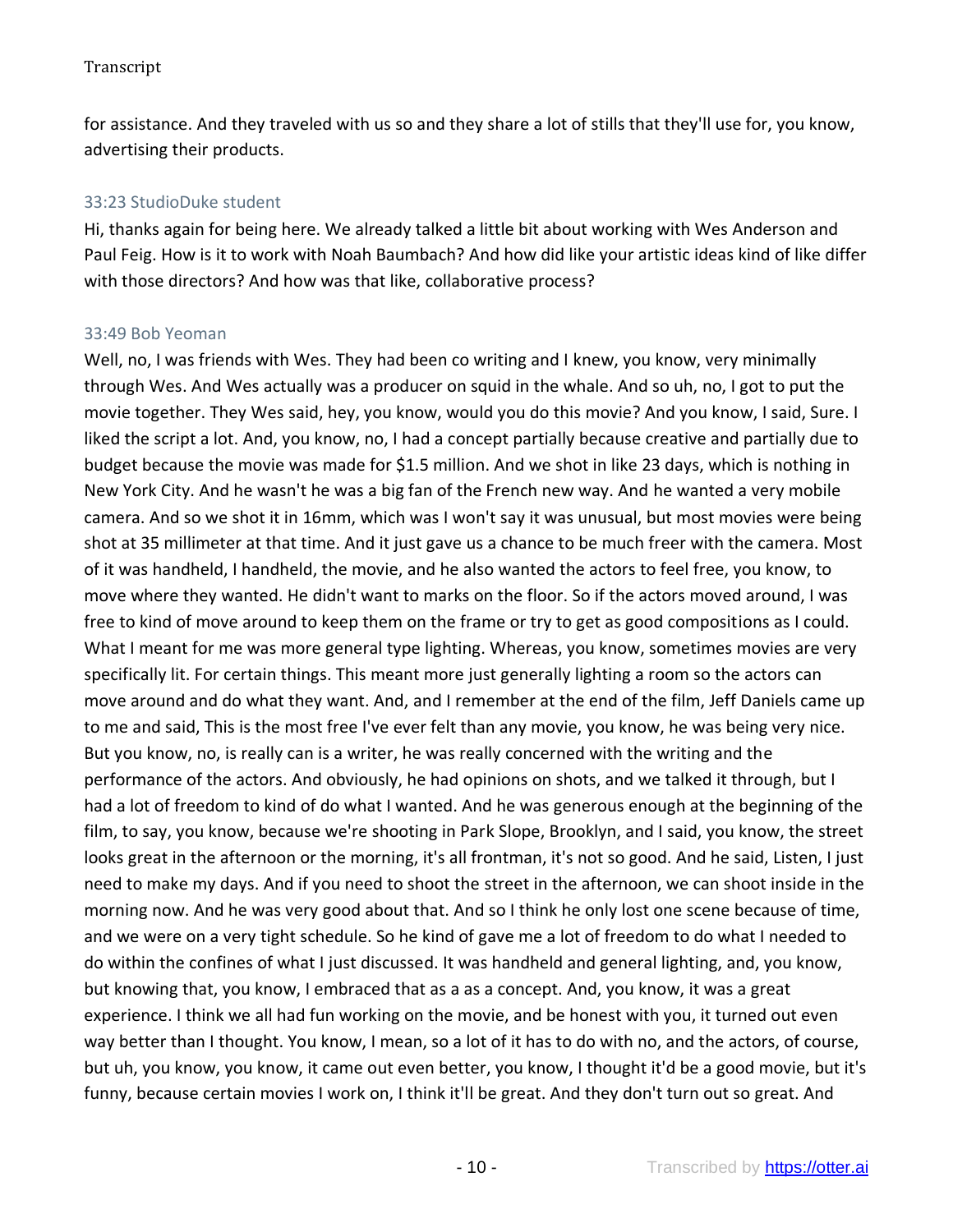for assistance. And they traveled with us so and they share a lot of stills that they'll use for, you know, advertising their products.

33:23 StudioDuke student

Hi, thanks again for being here. We already talked a little bit about working with Wes Anderson and Paul Feig. How is it to work with Noah Baumbach? And how did like your artistic ideas kind of like differ with those directors? And how was that like, collaborative process?

33:49 Bob Yeoman

Well, no, I was friends with Wes. They had been co writing and I knew, you know, very minimally through Wes. And Wes actually was a producer on squid in the whale. And so uh, no, I got to put the movie together. They Wes said, hey, you know, would you do this movie? And you know, I said, Sure. I liked the script a lot. And, you know, no, I had a concept partially because creative and partially due to budget because the movie was made for $1.5 million. And we shot in like 23 days, which is nothing in New York City. And he wasn't he was a big fan of the French new way. And he wanted a very mobile camera. And so we shot it in 16mm, which was I won't say it was unusual, but most movies were being shot at 35 millimeter at that time. And it just gave us a chance to be much freer with the camera. Most of it was handheld, I handheld, the movie, and he also wanted the actors to feel free, you know, to move where they wanted. He didn't want to marks on the floor. So if the actors moved around, I was free to kind of move around to keep them on the frame or try to get as good compositions as I could. What I meant for me was more general type lighting. Whereas, you know, sometimes movies are very specifically lit. For certain things. This meant more just generally lighting a room so the actors can move around and do what they want. And, and I remember at the end of the film, Jeff Daniels came up to me and said, This is the most free I've ever felt than any movie, you know, he was being very nice. But you know, no, is really can is a writer, he was really concerned with the writing and the performance of the actors. And obviously, he had opinions on shots, and we talked it through, but I had a lot of freedom to kind of do what I wanted. And he was generous enough at the beginning of the film, to say, you know, because we're shooting in Park Slope, Brooklyn, and I said, you know, the street looks great in the afternoon or the morning, it's all frontman, it's not so good. And he said, Listen, I just need to make my days. And if you need to shoot the street in the afternoon, we can shoot inside in the morning now. And he was very good about that. And so I think he only lost one scene because of time, and we were on a very tight schedule. So he kind of gave me a lot of freedom to do what I needed to do within the confines of what I just discussed. It was handheld and general lighting, and, you know, but knowing that, you know, I embraced that as a as a concept. And, you know, it was a great experience. I think we all had fun working on the movie, and be honest with you, it turned out even way better than I thought. You know, I mean, so a lot of it has to do with no, and the actors, of course, but uh, you know, you know, it came out even better, you know, I thought it'd be a good movie, but it's funny, because certain movies I work on, I think it'll be great. And they don't turn out so great. And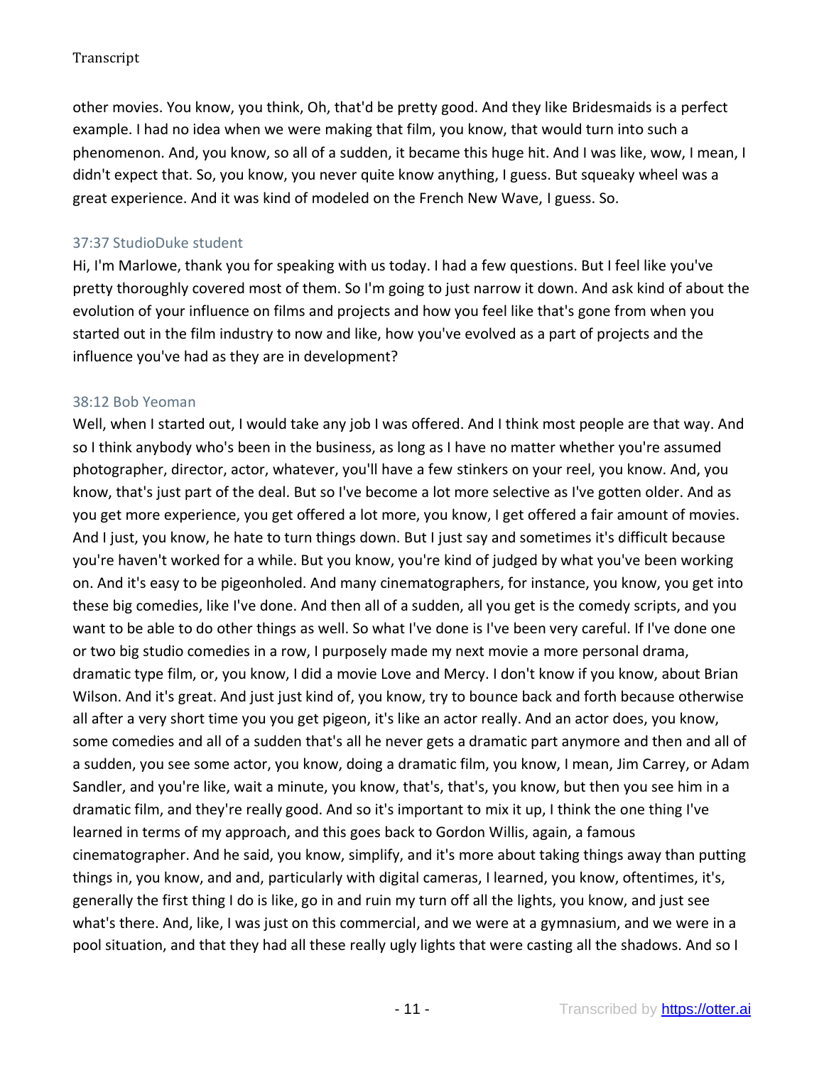other movies. You know, you think, Oh, that'd be pretty good. And they like Bridesmaids is a perfect example. I had no idea when we were making that film, you know, that would turn into such a phenomenon. And, you know, so all of a sudden, it became this huge hit. And I was like, wow, I mean, I didn't expect that. So, you know, you never quite know anything, I guess. But squeaky wheel was a great experience. And it was kind of modeled on the French New Wave, I guess. So.

### 37:37 StudioDuke student

Hi, I'm Marlowe, thank you for speaking with us today. I had a few questions. But I feel like you've pretty thoroughly covered most of them. So I'm going to just narrow it down. And ask kind of about the evolution of your influence on films and projects and how you feel like that's gone from when you started out in the film industry to now and like, how you've evolved as a part of projects and the influence you've had as they are in development?

### 38:12 Bob Yeoman

Well, when I started out, I would take any job I was offered. And I think most people are that way. And so I think anybody who's been in the business, as long as I have no matter whether you're assumed photographer, director, actor, whatever, you'll have a few stinkers on your reel, you know. And, you know, that's just part of the deal. But so I've become a lot more selective as I've gotten older. And as you get more experience, you get offered a lot more, you know, I get offered a fair amount of movies. And I just, you know, he hate to turn things down. But I just say and sometimes it's difficult because you're haven't worked for a while. But you know, you're kind of judged by what you've been working on. And it's easy to be pigeonholed. And many cinematographers, for instance, you know, you get into these big comedies, like I've done. And then all of a sudden, all you get is the comedy scripts, and you want to be able to do other things as well. So what I've done is I've been very careful. If I've done one or two big studio comedies in a row, I purposely made my next movie a more personal drama, dramatic type film, or, you know, I did a movie Love and Mercy. I don't know if you know, about Brian Wilson. And it's great. And just just kind of, you know, try to bounce back and forth because otherwise all after a very short time you you get pigeon, it's like an actor really. And an actor does, you know, some comedies and all of a sudden that's all he never gets a dramatic part anymore and then and all of a sudden, you see some actor, you know, doing a dramatic film, you know, I mean, Jim Carrey, or Adam Sandler, and you're like, wait a minute, you know, that's, that's, you know, but then you see him in a dramatic film, and they're really good. And so it's important to mix it up, I think the one thing I've learned in terms of my approach, and this goes back to Gordon Willis, again, a famous cinematographer. And he said, you know, simplify, and it's more about taking things away than putting things in, you know, and and, particularly with digital cameras, I learned, you know, oftentimes, it's, generally the first thing I do is like, go in and ruin my turn off all the lights, you know, and just see what's there. And, like, I was just on this commercial, and we were at a gymnasium, and we were in a pool situation, and that they had all these really ugly lights that were casting all the shadows. And so I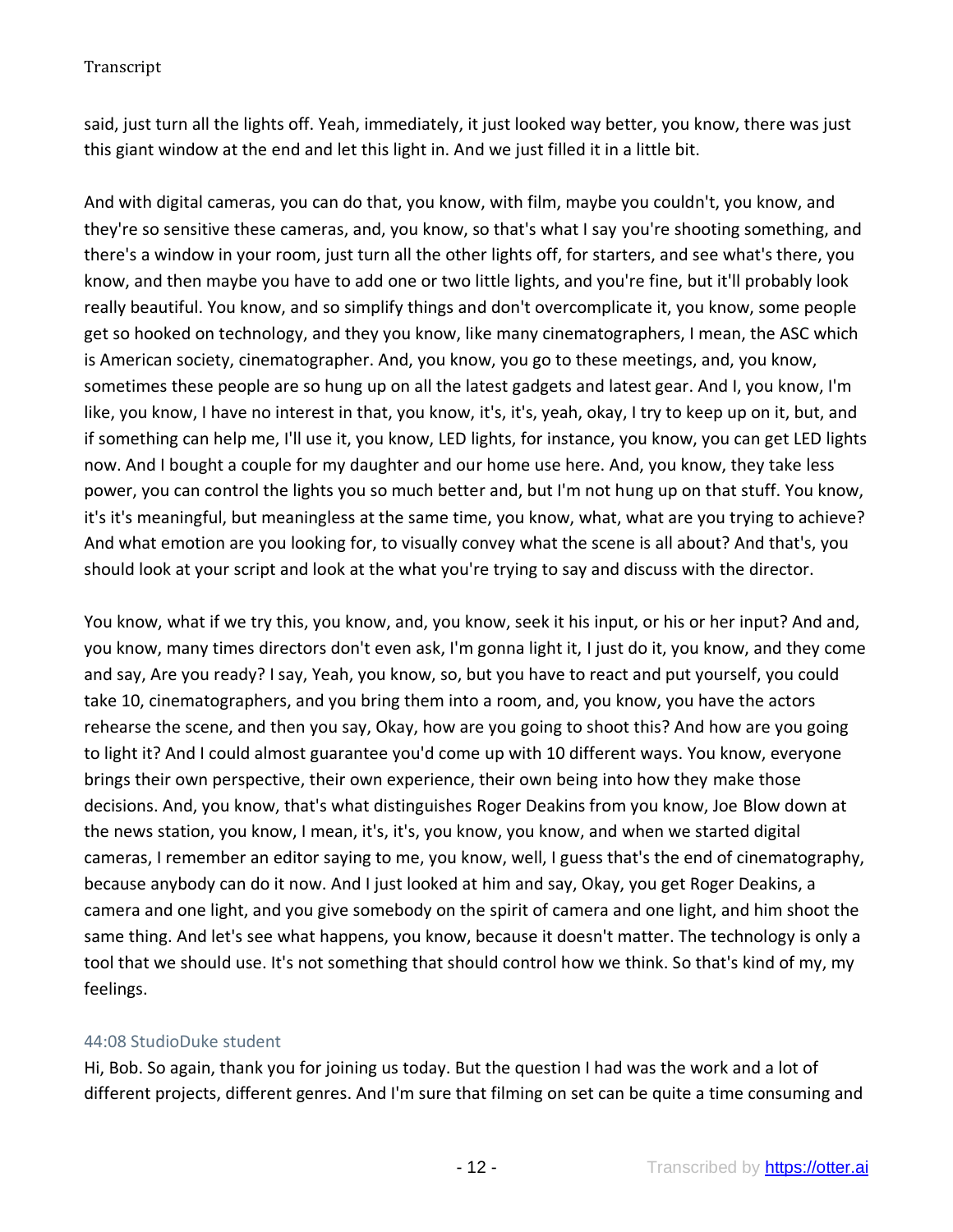said, just turn all the lights off. Yeah, immediately, it just looked way better, you know, there was just this giant window at the end and let this light in. And we just filled it in a little bit.

And with digital cameras, you can do that, you know, with film, maybe you couldn't, you know, and they're so sensitive these cameras, and, you know, so that's what I say you're shooting something, and there's a window in your room, just turn all the other lights off, for starters, and see what's there, you know, and then maybe you have to add one or two little lights, and you're fine, but it'll probably look really beautiful. You know, and so simplify things and don't overcomplicate it, you know, some people get so hooked on technology, and they you know, like many cinematographers, I mean, the ASC which is American society, cinematographer. And, you know, you go to these meetings, and, you know, sometimes these people are so hung up on all the latest gadgets and latest gear. And I, you know, I'm like, you know, I have no interest in that, you know, it's, it's, yeah, okay, I try to keep up on it, but, and if something can help me, I'll use it, you know, LED lights, for instance, you know, you can get LED lights now. And I bought a couple for my daughter and our home use here. And, you know, they take less power, you can control the lights you so much better and, but I'm not hung up on that stuff. You know, it's it's meaningful, but meaningless at the same time, you know, what, what are you trying to achieve? And what emotion are you looking for, to visually convey what the scene is all about? And that's, you should look at your script and look at the what you're trying to say and discuss with the director.

You know, what if we try this, you know, and, you know, seek it his input, or his or her input? And and, you know, many times directors don't even ask, I'm gonna light it, I just do it, you know, and they come and say, Are you ready? I say, Yeah, you know, so, but you have to react and put yourself, you could take 10, cinematographers, and you bring them into a room, and, you know, you have the actors rehearse the scene, and then you say, Okay, how are you going to shoot this? And how are you going to light it? And I could almost guarantee you'd come up with 10 different ways. You know, everyone brings their own perspective, their own experience, their own being into how they make those decisions. And, you know, that's what distinguishes Roger Deakins from you know, Joe Blow down at the news station, you know, I mean, it's, it's, you know, you know, and when we started digital cameras, I remember an editor saying to me, you know, well, I guess that's the end of cinematography, because anybody can do it now. And I just looked at him and say, Okay, you get Roger Deakins, a camera and one light, and you give somebody on the spirit of camera and one light, and him shoot the same thing. And let's see what happens, you know, because it doesn't matter. The technology is only a tool that we should use. It's not something that should control how we think. So that's kind of my, my feelings.

### 44:08 StudioDuke student

Hi, Bob. So again, thank you for joining us today. But the question I had was the work and a lot of different projects, different genres. And I'm sure that filming on set can be quite a time consuming and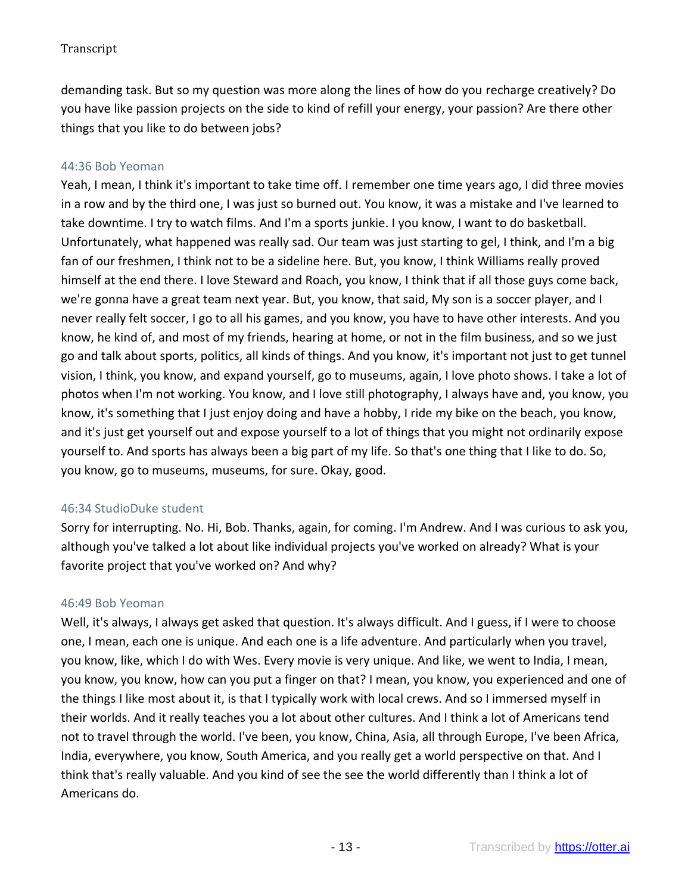demanding task. But so my question was more along the lines of how do you recharge creatively? Do you have like passion projects on the side to kind of refill your energy, your passion? Are there other things that you like to do between jobs?

44:36 Bob Yeoman

Yeah, I mean, I think it's important to take time off. I remember one time years ago, I did three movies in a row and by the third one, I was just so burned out. You know, it was a mistake and I've learned to take downtime. I try to watch films. And I'm a sports junkie. I you know, I want to do basketball. Unfortunately, what happened was really sad. Our team was just starting to gel, I think, and I'm a big fan of our freshmen, I think not to be a sideline here. But, you know, I think Williams really proved himself at the end there. I love Steward and Roach, you know, I think that if all those guys come back, we're gonna have a great team next year. But, you know, that said, My son is a soccer player, and I never really felt soccer, I go to all his games, and you know, you have to have other interests. And you know, he kind of, and most of my friends, hearing at home, or not in the film business, and so we just go and talk about sports, politics, all kinds of things. And you know, it's important not just to get tunnel vision, I think, you know, and expand yourself, go to museums, again, I love photo shows. I take a lot of photos when I'm not working. You know, and I love still photography, I always have and, you know, you know, it's something that I just enjoy doing and have a hobby, I ride my bike on the beach, you know, and it's just get yourself out and expose yourself to a lot of things that you might not ordinarily expose yourself to. And sports has always been a big part of my life. So that's one thing that I like to do. So, you know, go to museums, museums, for sure. Okay, good.

46:34 StudioDuke student

Sorry for interrupting. No. Hi, Bob. Thanks, again, for coming. I'm Andrew. And I was curious to ask you, although you've talked a lot about like individual projects you've worked on already? What is your favorite project that you've worked on? And why?

46:49 Bob Yeoman

Well, it's always, I always get asked that question. It's always difficult. And I guess, if I were to choose one, I mean, each one is unique. And each one is a life adventure. And particularly when you travel, you know, like, which I do with Wes. Every movie is very unique. And like, we went to India, I mean, you know, you know, how can you put a finger on that? I mean, you know, you experienced and one of the things I like most about it, is that I typically work with local crews. And so I immersed myself in their worlds. And it really teaches you a lot about other cultures. And I think a lot of Americans tend not to travel through the world. I've been, you know, China, Asia, all through Europe, I've been Africa, India, everywhere, you know, South America, and you really get a world perspective on that. And I think that's really valuable. And you kind of see the see the world differently than I think a lot of Americans do.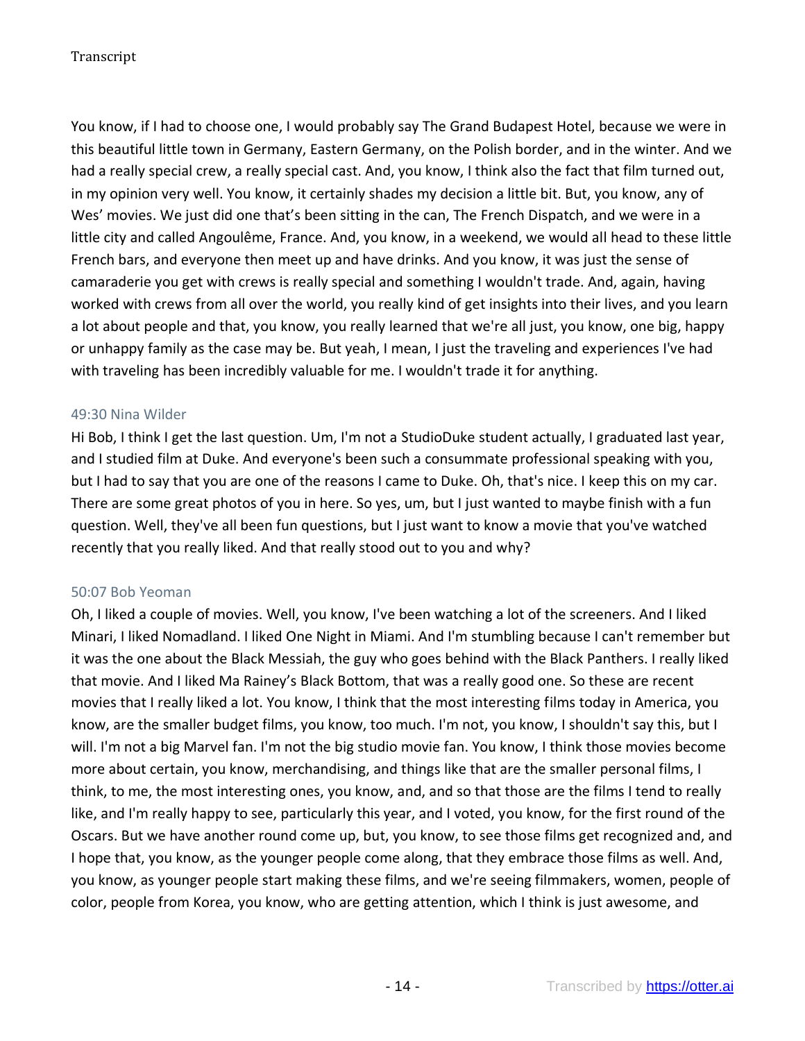You know, if I had to choose one, I would probably say The Grand Budapest Hotel, because we were in this beautiful little town in Germany, Eastern Germany, on the Polish border, and in the winter. And we had a really special crew, a really special cast. And, you know, I think also the fact that film turned out, in my opinion very well. You know, it certainly shades my decision a little bit. But, you know, any of Wes' movies. We just did one that's been sitting in the can, The French Dispatch, and we were in a little city and called Angoulême, France. And, you know, in a weekend, we would all head to these little French bars, and everyone then meet up and have drinks. And you know, it was just the sense of camaraderie you get with crews is really special and something I wouldn't trade. And, again, having worked with crews from all over the world, you really kind of get insights into their lives, and you learn a lot about people and that, you know, you really learned that we're all just, you know, one big, happy or unhappy family as the case may be. But yeah, I mean, I just the traveling and experiences I've had with traveling has been incredibly valuable for me. I wouldn't trade it for anything.

49:30 Nina Wilder

Hi Bob, I think I get the last question. Um, I'm not a StudioDuke student actually, I graduated last year, and I studied film at Duke. And everyone's been such a consummate professional speaking with you, but I had to say that you are one of the reasons I came to Duke. Oh, that's nice. I keep this on my car. There are some great photos of you in here. So yes, um, but I just wanted to maybe finish with a fun question. Well, they've all been fun questions, but I just want to know a movie that you've watched recently that you really liked. And that really stood out to you and why?

50:07 Bob Yeoman

Oh, I liked a couple of movies. Well, you know, I've been watching a lot of the screeners. And I liked Minari, I liked Nomadland. I liked One Night in Miami. And I'm stumbling because I can't remember but it was the one about the Black Messiah, the guy who goes behind with the Black Panthers. I really liked that movie. And I liked Ma Rainey's Black Bottom, that was a really good one. So these are recent movies that I really liked a lot. You know, I think that the most interesting films today in America, you know, are the smaller budget films, you know, too much. I'm not, you know, I shouldn't say this, but I will. I'm not a big Marvel fan. I'm not the big studio movie fan. You know, I think those movies become more about certain, you know, merchandising, and things like that are the smaller personal films, I think, to me, the most interesting ones, you know, and, and so that those are the films I tend to really like, and I'm really happy to see, particularly this year, and I voted, you know, for the first round of the Oscars. But we have another round come up, but, you know, to see those films get recognized and, and I hope that, you know, as the younger people come along, that they embrace those films as well. And, you know, as younger people start making these films, and we're seeing filmmakers, women, people of color, people from Korea, you know, who are getting attention, which I think is just awesome, and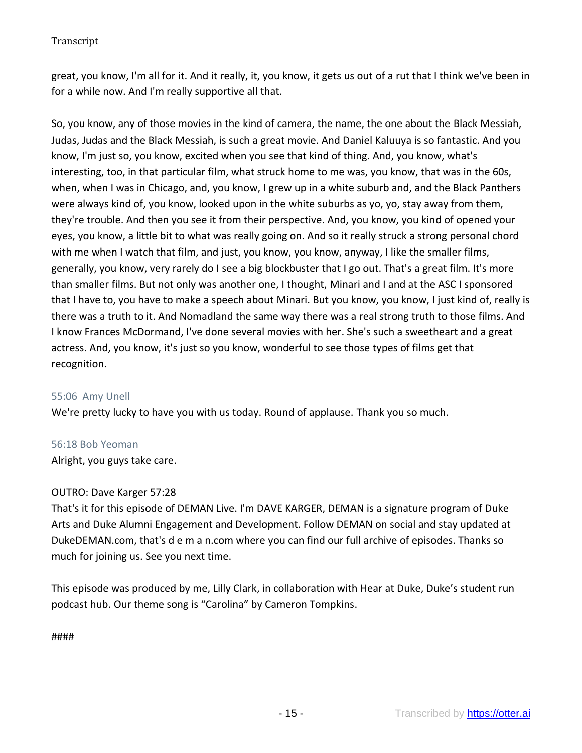great, you know, I'm all for it. And it really, it, you know, it gets us out of a rut that I think we've been in for a while now. And I'm really supportive all that.

So, you know, any of those movies in the kind of camera, the name, the one about the Black Messiah, Judas, Judas and the Black Messiah, is such a great movie. And Daniel Kaluuya is so fantastic. And you know, I'm just so, you know, excited when you see that kind of thing. And, you know, what's interesting, too, in that particular film, what struck home to me was, you know, that was in the 60s, when, when I was in Chicago, and, you know, I grew up in a white suburb and, and the Black Panthers were always kind of, you know, looked upon in the white suburbs as yo, yo, stay away from them, they're trouble. And then you see it from their perspective. And, you know, you kind of opened your eyes, you know, a little bit to what was really going on. And so it really struck a strong personal chord with me when I watch that film, and just, you know, you know, anyway, I like the smaller films, generally, you know, very rarely do I see a big blockbuster that I go out. That's a great film. It's more than smaller films. But not only was another one, I thought, Minari and I and at the ASC I sponsored that I have to, you have to make a speech about Minari. But you know, you know, I just kind of, really is there was a truth to it. And Nomadland the same way there was a real strong truth to those films. And I know Frances McDormand, I've done several movies with her. She's such a sweetheart and a great actress. And, you know, it's just so you know, wonderful to see those types of films get that recognition.

55:06 Amy Unell

We're pretty lucky to have you with us today. Round of applause. Thank you so much.

56:18 Bob Yeoman

Alright, you guys take care.

OUTRO: Dave Karger 57:28

That's it for this episode of DEMAN Live. I'm DAVE KARGER, DEMAN is a signature program of Duke Arts and Duke Alumni Engagement and Development. Follow DEMAN on social and stay updated at DukeDEMAN.com, that's d e m a n.com where you can find our full archive of episodes. Thanks so much for joining us. See you next time.

This episode was produced by me, Lilly Clark, in collaboration with Hear at Duke, Duke's student run podcast hub. Our theme song is "Carolina" by Cameron Tompkins.

####